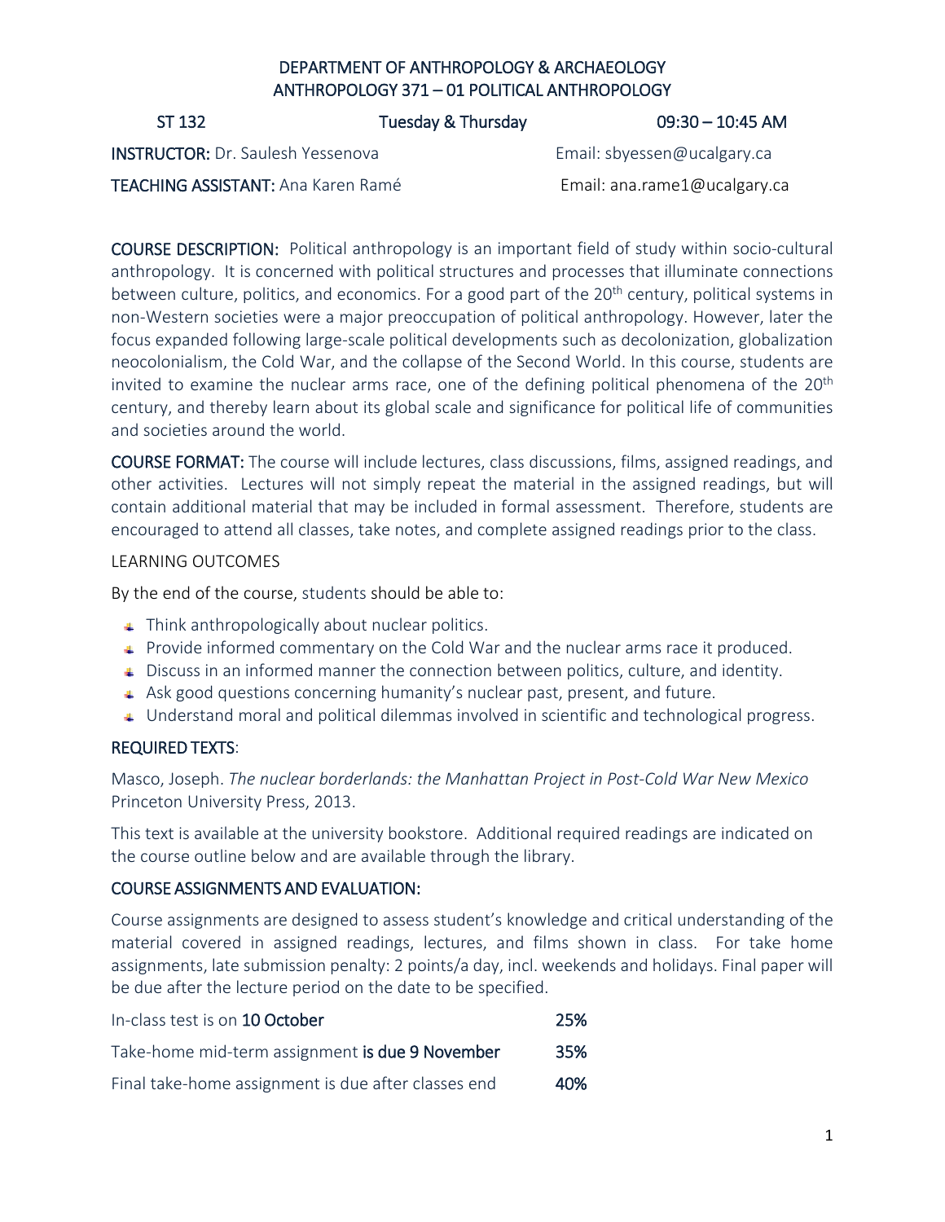# DEPARTMENT OF ANTHROPOLOGY & ARCHAEOLOGY
# ANTHROPOLOGY 371 – 01 POLITICAL ANTHROPOLOGY

ST 132 | Tuesday & Thursday | 09:30 – 10:45 AM

**INSTRUCTOR:** Dr. Saulesh Yessenova — Email: sbyessen@ucalgary.ca

**TEACHING ASSISTANT:** Ana Karen Ramé — Email: ana.rame1@ucalgary.ca

**COURSE DESCRIPTION:** Political anthropology is an important field of study within socio-cultural anthropology. It is concerned with political structures and processes that illuminate connections between culture, politics, and economics. For a good part of the 20th century, political systems in non-Western societies were a major preoccupation of political anthropology. However, later the focus expanded following large-scale political developments such as decolonization, globalization neocolonialism, the Cold War, and the collapse of the Second World. In this course, students are invited to examine the nuclear arms race, one of the defining political phenomena of the 20th century, and thereby learn about its global scale and significance for political life of communities and societies around the world.

**COURSE FORMAT:** The course will include lectures, class discussions, films, assigned readings, and other activities. Lectures will not simply repeat the material in the assigned readings, but will contain additional material that may be included in formal assessment. Therefore, students are encouraged to attend all classes, take notes, and complete assigned readings prior to the class.

LEARNING OUTCOMES

By the end of the course, students should be able to:

- Think anthropologically about nuclear politics.
- Provide informed commentary on the Cold War and the nuclear arms race it produced.
- Discuss in an informed manner the connection between politics, culture, and identity.
- Ask good questions concerning humanity's nuclear past, present, and future.
- Understand moral and political dilemmas involved in scientific and technological progress.

## REQUIRED TEXTS:

Masco, Joseph. *The nuclear borderlands: the Manhattan Project in Post-Cold War New Mexico* Princeton University Press, 2013.

This text is available at the university bookstore. Additional required readings are indicated on the course outline below and are available through the library.

## COURSE ASSIGNMENTS AND EVALUATION:

Course assignments are designed to assess student's knowledge and critical understanding of the material covered in assigned readings, lectures, and films shown in class. For take home assignments, late submission penalty: 2 points/a day, incl. weekends and holidays. Final paper will be due after the lecture period on the date to be specified.

| | |
|---|---|
| In-class test is on **10 October** | 25% |
| Take-home mid-term assignment **is due 9 November** | 35% |
| Final take-home assignment is due after classes end | 40% |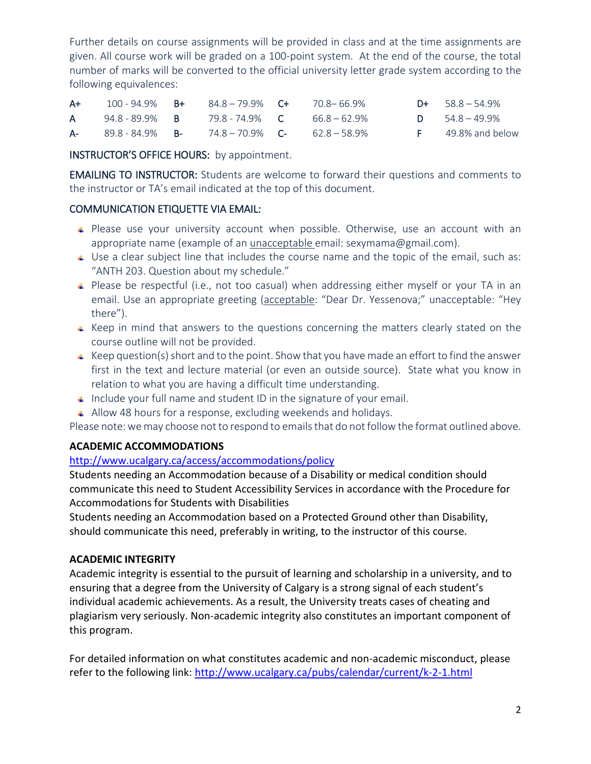Further details on course assignments will be provided in class and at the time assignments are given. All course work will be graded on a 100-point system. At the end of the course, the total number of marks will be converted to the official university letter grade system according to the following equivalences:

| | | | | | | | |
|---|---|---|---|---|---|---|---|
| A+ | 100 - 94.9% | B+ | 84.8 – 79.9% | C+ | 70.8– 66.9% | D+ | 58.8 – 54.9% |
| A | 94.8 - 89.9% | B | 79.8 - 74.9% | C | 66.8 – 62.9% | D | 54.8 – 49.9% |
| A- | 89.8 - 84.9% | B- | 74.8 – 70.9% | C- | 62.8 – 58.9% | F | 49.8% and below |

INSTRUCTOR'S OFFICE HOURS: by appointment.

EMAILING TO INSTRUCTOR: Students are welcome to forward their questions and comments to the instructor or TA's email indicated at the top of this document.

COMMUNICATION ETIQUETTE VIA EMAIL:

- Please use your university account when possible. Otherwise, use an account with an appropriate name (example of an unacceptable email: sexymama@gmail.com).
- Use a clear subject line that includes the course name and the topic of the email, such as: "ANTH 203. Question about my schedule."
- Please be respectful (i.e., not too casual) when addressing either myself or your TA in an email. Use an appropriate greeting (acceptable: "Dear Dr. Yessenova;" unacceptable: "Hey there").
- Keep in mind that answers to the questions concerning the matters clearly stated on the course outline will not be provided.
- Keep question(s) short and to the point. Show that you have made an effort to find the answer first in the text and lecture material (or even an outside source). State what you know in relation to what you are having a difficult time understanding.
- Include your full name and student ID in the signature of your email.
- Allow 48 hours for a response, excluding weekends and holidays.

Please note: we may choose not to respond to emails that do not follow the format outlined above.

**ACADEMIC ACCOMMODATIONS**

http://www.ucalgary.ca/access/accommodations/policy

Students needing an Accommodation because of a Disability or medical condition should communicate this need to Student Accessibility Services in accordance with the Procedure for Accommodations for Students with Disabilities

Students needing an Accommodation based on a Protected Ground other than Disability, should communicate this need, preferably in writing, to the instructor of this course.

**ACADEMIC INTEGRITY**

Academic integrity is essential to the pursuit of learning and scholarship in a university, and to ensuring that a degree from the University of Calgary is a strong signal of each student's individual academic achievements. As a result, the University treats cases of cheating and plagiarism very seriously. Non-academic integrity also constitutes an important component of this program.

For detailed information on what constitutes academic and non-academic misconduct, please refer to the following link: http://www.ucalgary.ca/pubs/calendar/current/k-2-1.html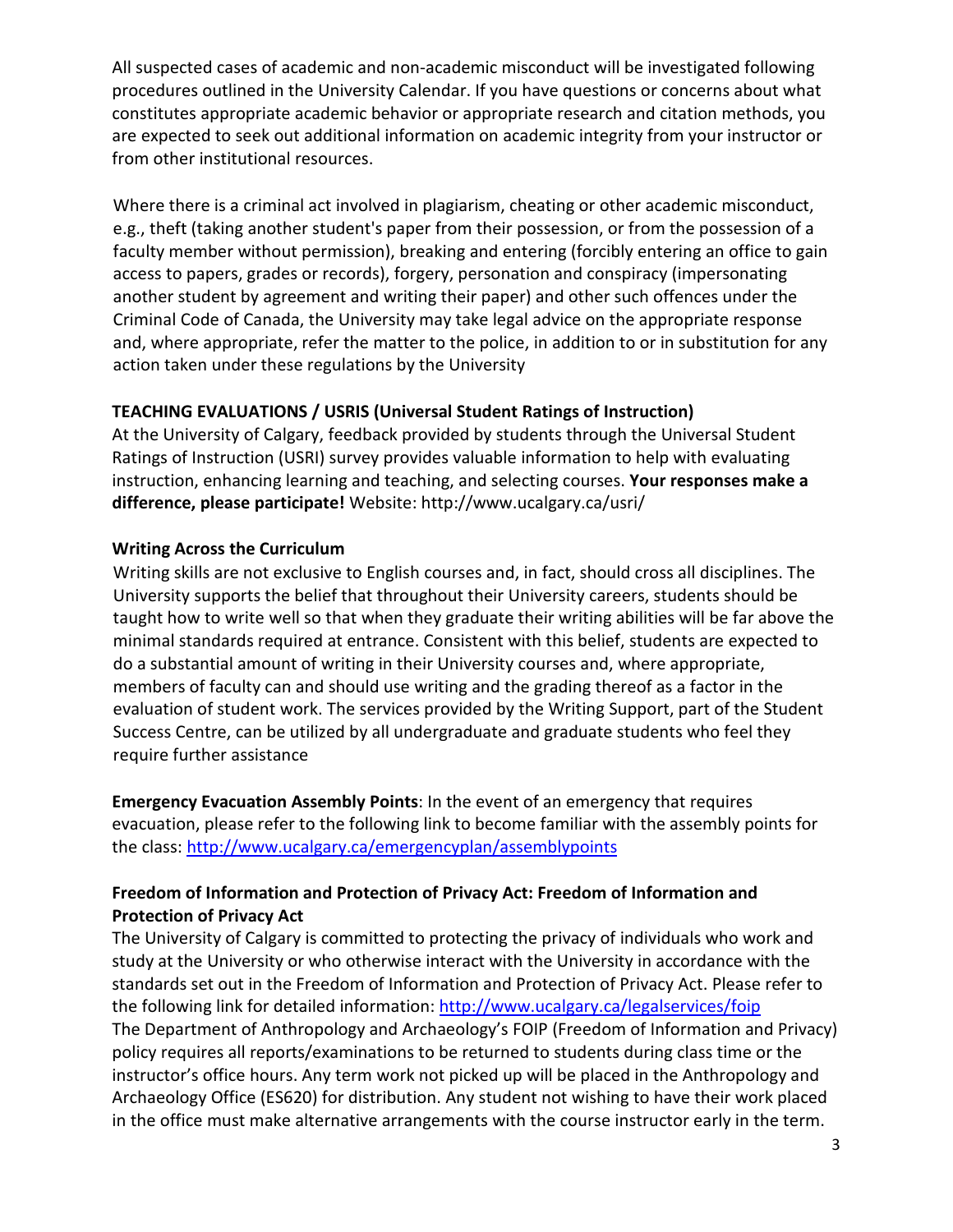All suspected cases of academic and non-academic misconduct will be investigated following procedures outlined in the University Calendar. If you have questions or concerns about what constitutes appropriate academic behavior or appropriate research and citation methods, you are expected to seek out additional information on academic integrity from your instructor or from other institutional resources.

Where there is a criminal act involved in plagiarism, cheating or other academic misconduct, e.g., theft (taking another student's paper from their possession, or from the possession of a faculty member without permission), breaking and entering (forcibly entering an office to gain access to papers, grades or records), forgery, personation and conspiracy (impersonating another student by agreement and writing their paper) and other such offences under the Criminal Code of Canada, the University may take legal advice on the appropriate response and, where appropriate, refer the matter to the police, in addition to or in substitution for any action taken under these regulations by the University

**TEACHING EVALUATIONS / USRIS (Universal Student Ratings of Instruction)**

At the University of Calgary, feedback provided by students through the Universal Student Ratings of Instruction (USRI) survey provides valuable information to help with evaluating instruction, enhancing learning and teaching, and selecting courses. **Your responses make a difference, please participate!** Website: http://www.ucalgary.ca/usri/

**Writing Across the Curriculum**

Writing skills are not exclusive to English courses and, in fact, should cross all disciplines. The University supports the belief that throughout their University careers, students should be taught how to write well so that when they graduate their writing abilities will be far above the minimal standards required at entrance. Consistent with this belief, students are expected to do a substantial amount of writing in their University courses and, where appropriate, members of faculty can and should use writing and the grading thereof as a factor in the evaluation of student work. The services provided by the Writing Support, part of the Student Success Centre, can be utilized by all undergraduate and graduate students who feel they require further assistance

**Emergency Evacuation Assembly Points**: In the event of an emergency that requires evacuation, please refer to the following link to become familiar with the assembly points for the class: http://www.ucalgary.ca/emergencyplan/assemblypoints

**Freedom of Information and Protection of Privacy Act: Freedom of Information and Protection of Privacy Act**

The University of Calgary is committed to protecting the privacy of individuals who work and study at the University or who otherwise interact with the University in accordance with the standards set out in the Freedom of Information and Protection of Privacy Act. Please refer to the following link for detailed information: http://www.ucalgary.ca/legalservices/foip
The Department of Anthropology and Archaeology's FOIP (Freedom of Information and Privacy) policy requires all reports/examinations to be returned to students during class time or the instructor's office hours. Any term work not picked up will be placed in the Anthropology and Archaeology Office (ES620) for distribution. Any student not wishing to have their work placed in the office must make alternative arrangements with the course instructor early in the term.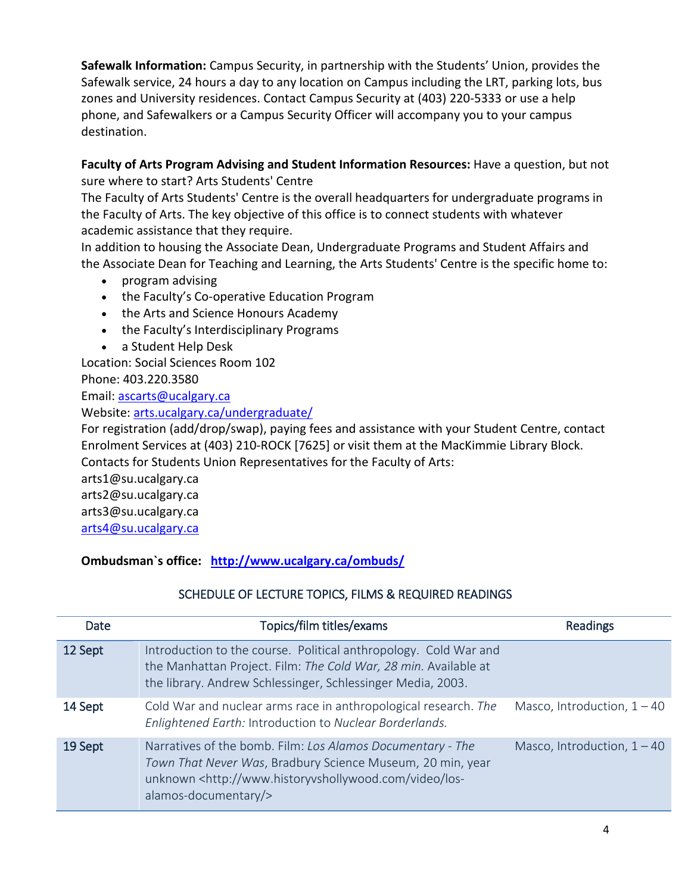**Safewalk Information:** Campus Security, in partnership with the Students' Union, provides the Safewalk service, 24 hours a day to any location on Campus including the LRT, parking lots, bus zones and University residences. Contact Campus Security at (403) 220-5333 or use a help phone, and Safewalkers or a Campus Security Officer will accompany you to your campus destination.

**Faculty of Arts Program Advising and Student Information Resources:** Have a question, but not sure where to start? Arts Students' Centre
The Faculty of Arts Students' Centre is the overall headquarters for undergraduate programs in the Faculty of Arts. The key objective of this office is to connect students with whatever academic assistance that they require.
In addition to housing the Associate Dean, Undergraduate Programs and Student Affairs and the Associate Dean for Teaching and Learning, the Arts Students' Centre is the specific home to:

- program advising
- the Faculty's Co-operative Education Program
- the Arts and Science Honours Academy
- the Faculty's Interdisciplinary Programs
- a Student Help Desk

Location: Social Sciences Room 102
Phone: 403.220.3580
Email: ascarts@ucalgary.ca
Website: arts.ucalgary.ca/undergraduate/
For registration (add/drop/swap), paying fees and assistance with your Student Centre, contact Enrolment Services at (403) 210-ROCK [7625] or visit them at the MacKimmie Library Block.
Contacts for Students Union Representatives for the Faculty of Arts:
arts1@su.ucalgary.ca
arts2@su.ucalgary.ca
arts3@su.ucalgary.ca
arts4@su.ucalgary.ca

**Ombudsman`s office: http://www.ucalgary.ca/ombuds/**

SCHEDULE OF LECTURE TOPICS, FILMS & REQUIRED READINGS

| Date | Topics/film titles/exams | Readings |
|---|---|---|
| 12 Sept | Introduction to the course. Political anthropology. Cold War and the Manhattan Project. Film: *The Cold War, 28 min.* Available at the library. Andrew Schlessinger, Schlessinger Media, 2003. | |
| 14 Sept | Cold War and nuclear arms race in anthropological research. *The Enlightened Earth:* Introduction to *Nuclear Borderlands.* | Masco, Introduction, 1 – 40 |
| 19 Sept | Narratives of the bomb. Film: *Los Alamos Documentary - The Town That Never Was*, Bradbury Science Museum, 20 min, year unknown <http://www.historyvshollywood.com/video/los-alamos-documentary/> | Masco, Introduction, 1 – 40 |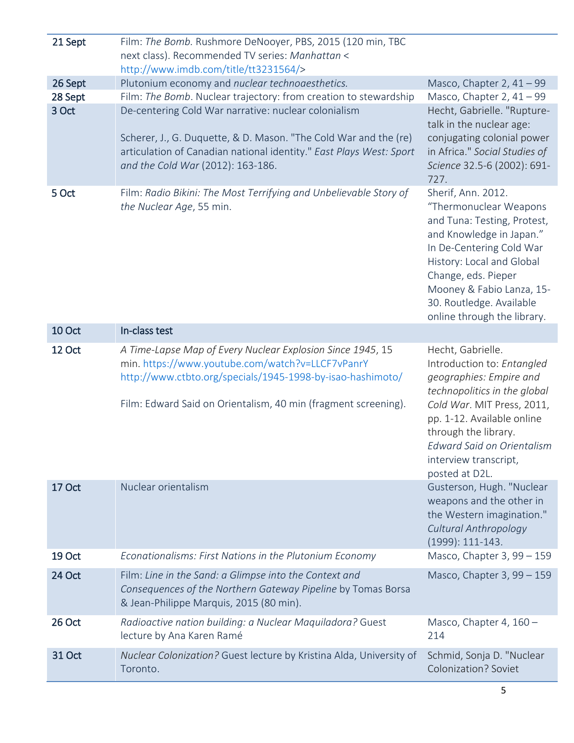| | | |
|---|---|---|
| 21 Sept | Film: *The Bomb*. Rushmore DeNooyer, PBS, 2015 (120 min, TBC next class). Recommended TV series: *Manhattan* < http://www.imdb.com/title/tt3231564/> | |
| 26 Sept | Plutonium economy and *nuclear technoaesthetics.* | Masco, Chapter 2, 41 – 99 |
| 28 Sept | Film: *The Bomb*. Nuclear trajectory: from creation to stewardship | Masco, Chapter 2, 41 – 99 |
| 3 Oct | De-centering Cold War narrative: nuclear colonialism<br><br>Scherer, J., G. Duquette, & D. Mason. "The Cold War and the (re) articulation of Canadian national identity." *East Plays West: Sport and the Cold War* (2012): 163-186. | Hecht, Gabrielle. "Rupture-talk in the nuclear age: conjugating colonial power in Africa." *Social Studies of Science* 32.5-6 (2002): 691-727. |
| 5 Oct | Film: *Radio Bikini: The Most Terrifying and Unbelievable Story of the Nuclear Age*, 55 min. | Sherif, Ann. 2012. "Thermonuclear Weapons and Tuna: Testing, Protest, and Knowledge in Japan." In De-Centering Cold War History: Local and Global Change, eds. Pieper Mooney & Fabio Lanza, 15-30. Routledge. Available online through the library. |
| 10 Oct | **In-class test** | |
| 12 Oct | *A Time-Lapse Map of Every Nuclear Explosion Since 1945*, 15 min. https://www.youtube.com/watch?v=LLCF7vPanrY http://www.ctbto.org/specials/1945-1998-by-isao-hashimoto/<br><br>Film: Edward Said on Orientalism, 40 min (fragment screening). | Hecht, Gabrielle. Introduction to: *Entangled geographies: Empire and technopolitics in the global Cold War*. MIT Press, 2011, pp. 1-12. Available online through the library. *Edward Said on Orientalism* interview transcript, posted at D2L. |
| 17 Oct | Nuclear orientalism | Gusterson, Hugh. "Nuclear weapons and the other in the Western imagination." *Cultural Anthropology* (1999): 111-143. |
| 19 Oct | *Econationalisms: First Nations in the Plutonium Economy* | Masco, Chapter 3, 99 – 159 |
| 24 Oct | Film: *Line in the Sand: a Glimpse into the Context and Consequences of the Northern Gateway Pipeline* by Tomas Borsa & Jean-Philippe Marquis, 2015 (80 min). | Masco, Chapter 3, 99 – 159 |
| 26 Oct | *Radioactive nation building: a Nuclear Maquiladora?* Guest lecture by Ana Karen Ramé | Masco, Chapter 4, 160 – 214 |
| 31 Oct | *Nuclear Colonization?* Guest lecture by Kristina Alda, University of Toronto. | Schmid, Sonja D. "Nuclear Colonization? Soviet |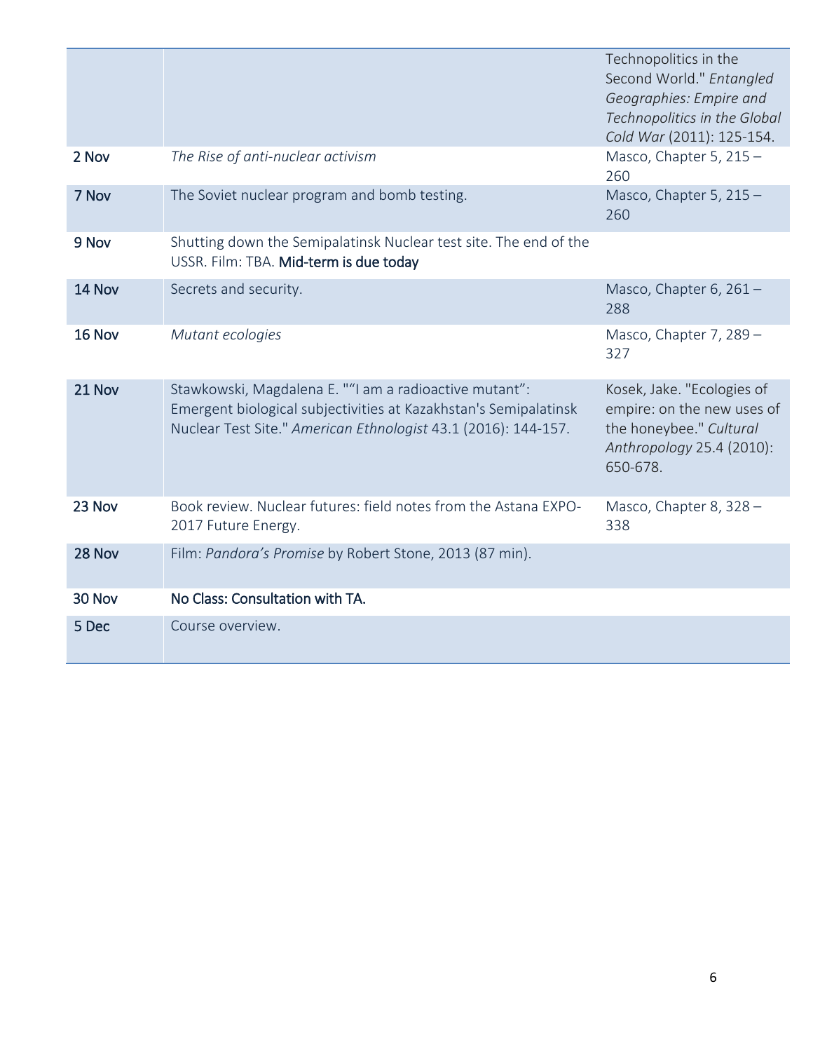| | | |
|---|---|---|
| | | Technopolitics in the Second World." *Entangled Geographies: Empire and Technopolitics in the Global Cold War* (2011): 125-154. |
| 2 Nov | *The Rise of anti-nuclear activism* | Masco, Chapter 5, 215 – 260 |
| 7 Nov | The Soviet nuclear program and bomb testing. | Masco, Chapter 5, 215 – 260 |
| 9 Nov | Shutting down the Semipalatinsk Nuclear test site. The end of the USSR. Film: TBA. Mid-term is due today | |
| 14 Nov | Secrets and security. | Masco, Chapter 6, 261 – 288 |
| 16 Nov | *Mutant ecologies* | Masco, Chapter 7, 289 – 327 |
| 21 Nov | Stawkowski, Magdalena E. ""I am a radioactive mutant": Emergent biological subjectivities at Kazakhstan's Semipalatinsk Nuclear Test Site." *American Ethnologist* 43.1 (2016): 144-157. | Kosek, Jake. "Ecologies of empire: on the new uses of the honeybee." *Cultural Anthropology* 25.4 (2010): 650-678. |
| 23 Nov | Book review. Nuclear futures: field notes from the Astana EXPO-2017 Future Energy. | Masco, Chapter 8, 328 – 338 |
| 28 Nov | Film: *Pandora's Promise* by Robert Stone, 2013 (87 min). | |
| 30 Nov | No Class: Consultation with TA. | |
| 5 Dec | Course overview. | |